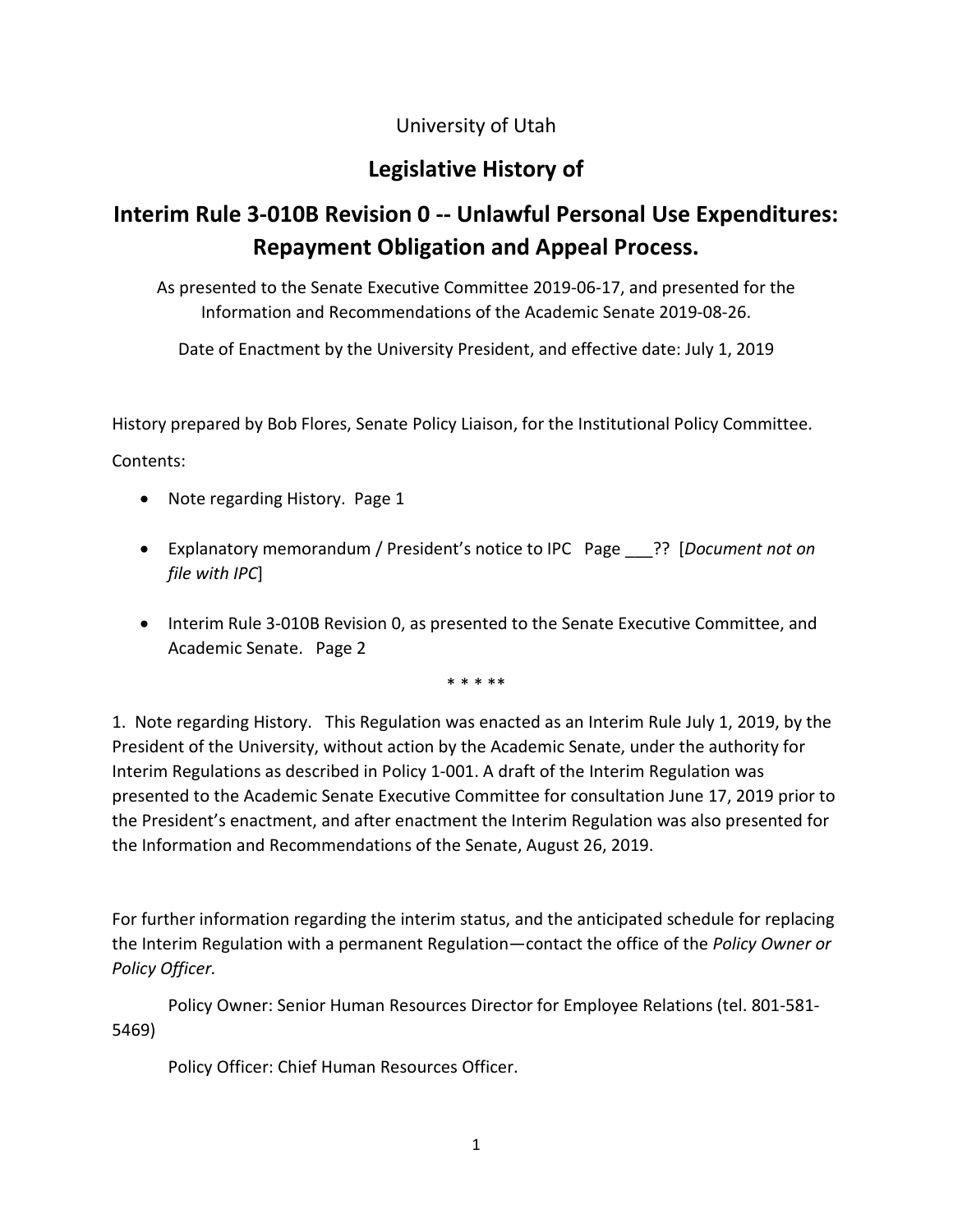University of Utah

# Legislative History of

# Interim Rule 3-010B Revision 0 -- Unlawful Personal Use Expenditures: Repayment Obligation and Appeal Process.

As presented to the Senate Executive Committee 2019-06-17, and presented for the Information and Recommendations of the Academic Senate 2019-08-26.

Date of Enactment by the University President, and effective date: July 1, 2019

History prepared by Bob Flores, Senate Policy Liaison, for the Institutional Policy Committee.

Contents:

- Note regarding History. Page 1
- Explanatory memorandum / President's notice to IPC Page ___?? [*Document not on file with IPC*]
- Interim Rule 3-010B Revision 0, as presented to the Senate Executive Committee, and Academic Senate. Page 2

\* \* \* \*\*

1. Note regarding History. This Regulation was enacted as an Interim Rule July 1, 2019, by the President of the University, without action by the Academic Senate, under the authority for Interim Regulations as described in Policy 1-001. A draft of the Interim Regulation was presented to the Academic Senate Executive Committee for consultation June 17, 2019 prior to the President's enactment, and after enactment the Interim Regulation was also presented for the Information and Recommendations of the Senate, August 26, 2019.

For further information regarding the interim status, and the anticipated schedule for replacing the Interim Regulation with a permanent Regulation—contact the office of the *Policy Owner or Policy Officer.*

Policy Owner: Senior Human Resources Director for Employee Relations (tel. 801-581-5469)

Policy Officer: Chief Human Resources Officer.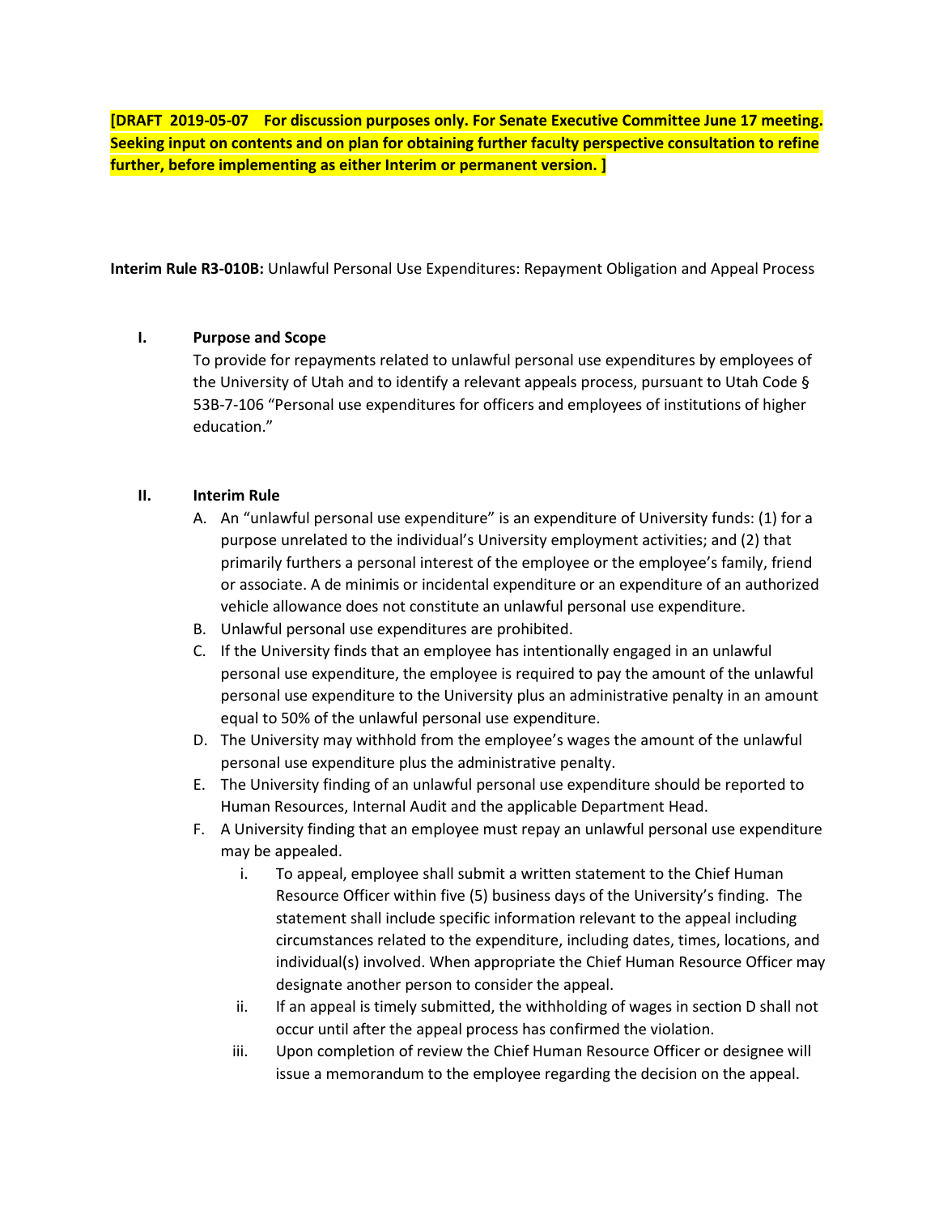**[DRAFT 2019-05-07 For discussion purposes only. For Senate Executive Committee June 17 meeting. Seeking input on contents and on plan for obtaining further faculty perspective consultation to refine further, before implementing as either Interim or permanent version. ]**

**Interim Rule R3-010B:** Unlawful Personal Use Expenditures: Repayment Obligation and Appeal Process

## I. Purpose and Scope

To provide for repayments related to unlawful personal use expenditures by employees of the University of Utah and to identify a relevant appeals process, pursuant to Utah Code § 53B-7-106 "Personal use expenditures for officers and employees of institutions of higher education."

## II. Interim Rule

A. An "unlawful personal use expenditure" is an expenditure of University funds: (1) for a purpose unrelated to the individual's University employment activities; and (2) that primarily furthers a personal interest of the employee or the employee's family, friend or associate. A de minimis or incidental expenditure or an expenditure of an authorized vehicle allowance does not constitute an unlawful personal use expenditure.

B. Unlawful personal use expenditures are prohibited.

C. If the University finds that an employee has intentionally engaged in an unlawful personal use expenditure, the employee is required to pay the amount of the unlawful personal use expenditure to the University plus an administrative penalty in an amount equal to 50% of the unlawful personal use expenditure.

D. The University may withhold from the employee's wages the amount of the unlawful personal use expenditure plus the administrative penalty.

E. The University finding of an unlawful personal use expenditure should be reported to Human Resources, Internal Audit and the applicable Department Head.

F. A University finding that an employee must repay an unlawful personal use expenditure may be appealed.

   i. To appeal, employee shall submit a written statement to the Chief Human Resource Officer within five (5) business days of the University's finding. The statement shall include specific information relevant to the appeal including circumstances related to the expenditure, including dates, times, locations, and individual(s) involved. When appropriate the Chief Human Resource Officer may designate another person to consider the appeal.

   ii. If an appeal is timely submitted, the withholding of wages in section D shall not occur until after the appeal process has confirmed the violation.

   iii. Upon completion of review the Chief Human Resource Officer or designee will issue a memorandum to the employee regarding the decision on the appeal.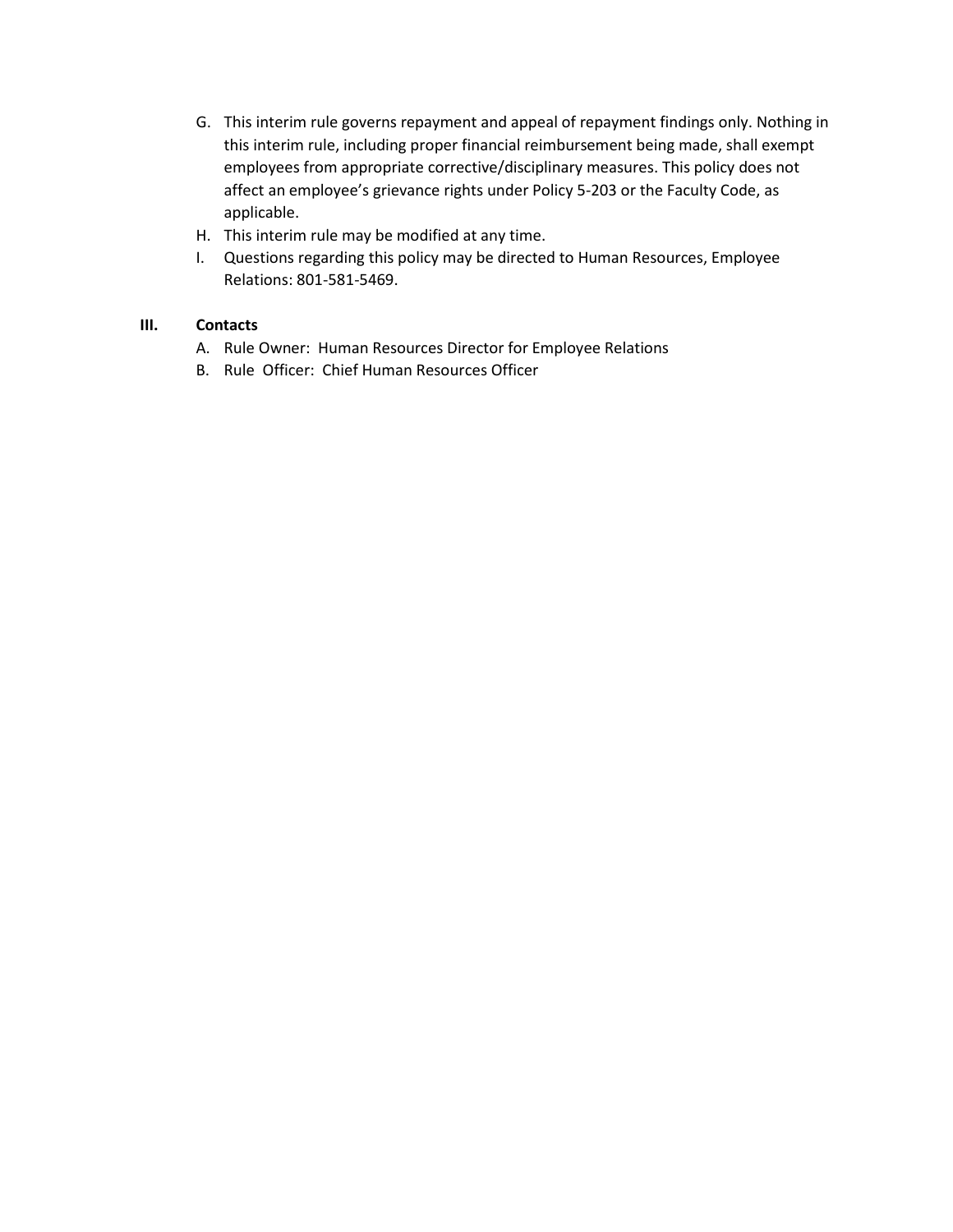G. This interim rule governs repayment and appeal of repayment findings only. Nothing in this interim rule, including proper financial reimbursement being made, shall exempt employees from appropriate corrective/disciplinary measures. This policy does not affect an employee's grievance rights under Policy 5-203 or the Faculty Code, as applicable.

H. This interim rule may be modified at any time.

I. Questions regarding this policy may be directed to Human Resources, Employee Relations: 801-581-5469.

## III. Contacts

A. Rule Owner: Human Resources Director for Employee Relations

B. Rule Officer: Chief Human Resources Officer